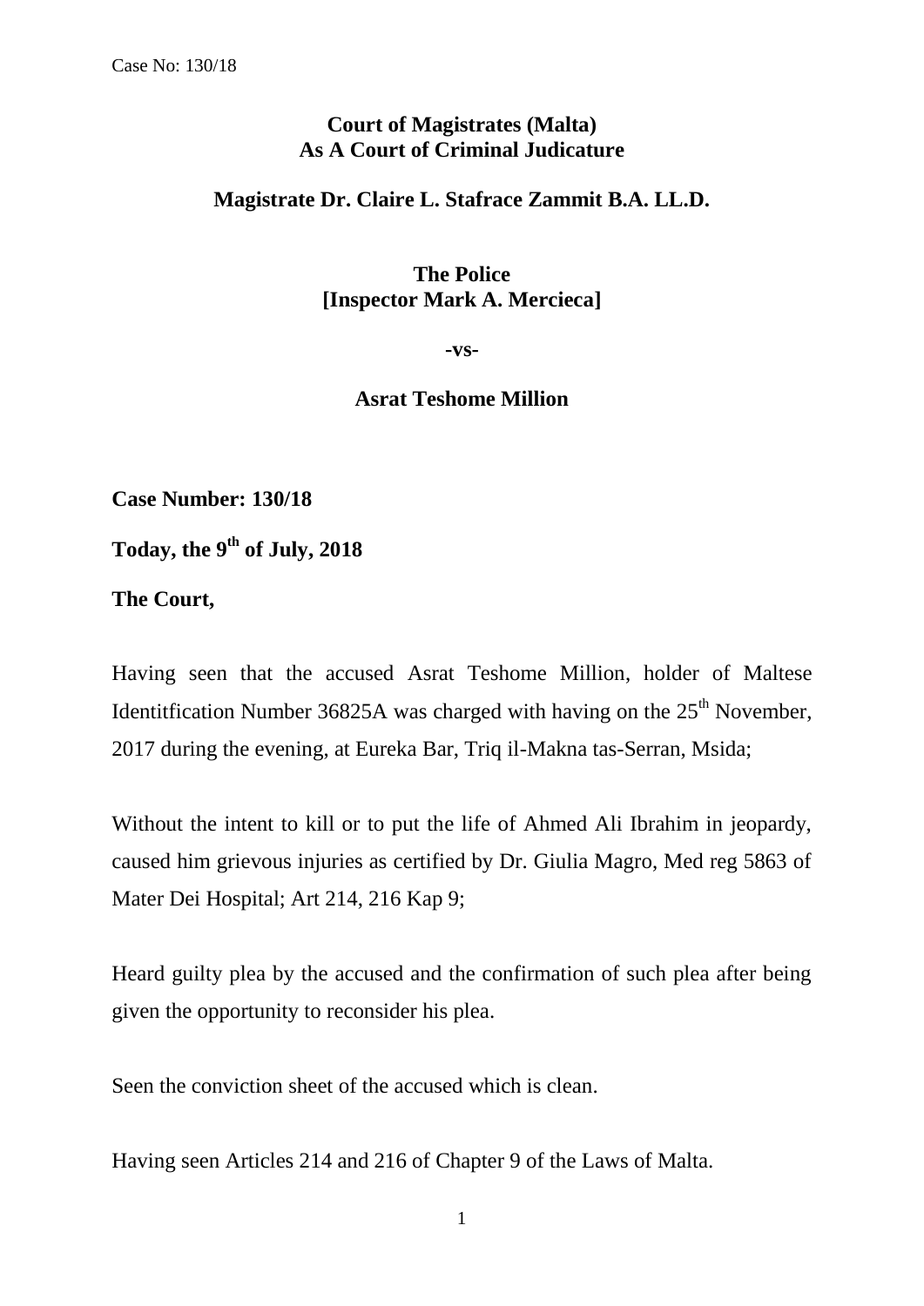**Court of Magistrates (Malta)**
**As A Court of Criminal Judicature**

**Magistrate Dr. Claire L. Stafrace Zammit B.A. LL.D.**

**The Police**
**[Inspector Mark A. Mercieca]**

**-vs-**

**Asrat Teshome Million**

**Case Number: 130/18**

**Today, the 9th of July, 2018**

**The Court,**

Having seen that the accused Asrat Teshome Million, holder of Maltese Identitfication Number 36825A was charged with having on the 25th November, 2017 during the evening, at Eureka Bar, Triq il-Makna tas-Serran, Msida;

Without the intent to kill or to put the life of Ahmed Ali Ibrahim in jeopardy, caused him grievous injuries as certified by Dr. Giulia Magro, Med reg 5863 of Mater Dei Hospital; Art 214, 216 Kap 9;

Heard guilty plea by the accused and the confirmation of such plea after being given the opportunity to reconsider his plea.

Seen the conviction sheet of the accused which is clean.

Having seen Articles 214 and 216 of Chapter 9 of the Laws of Malta.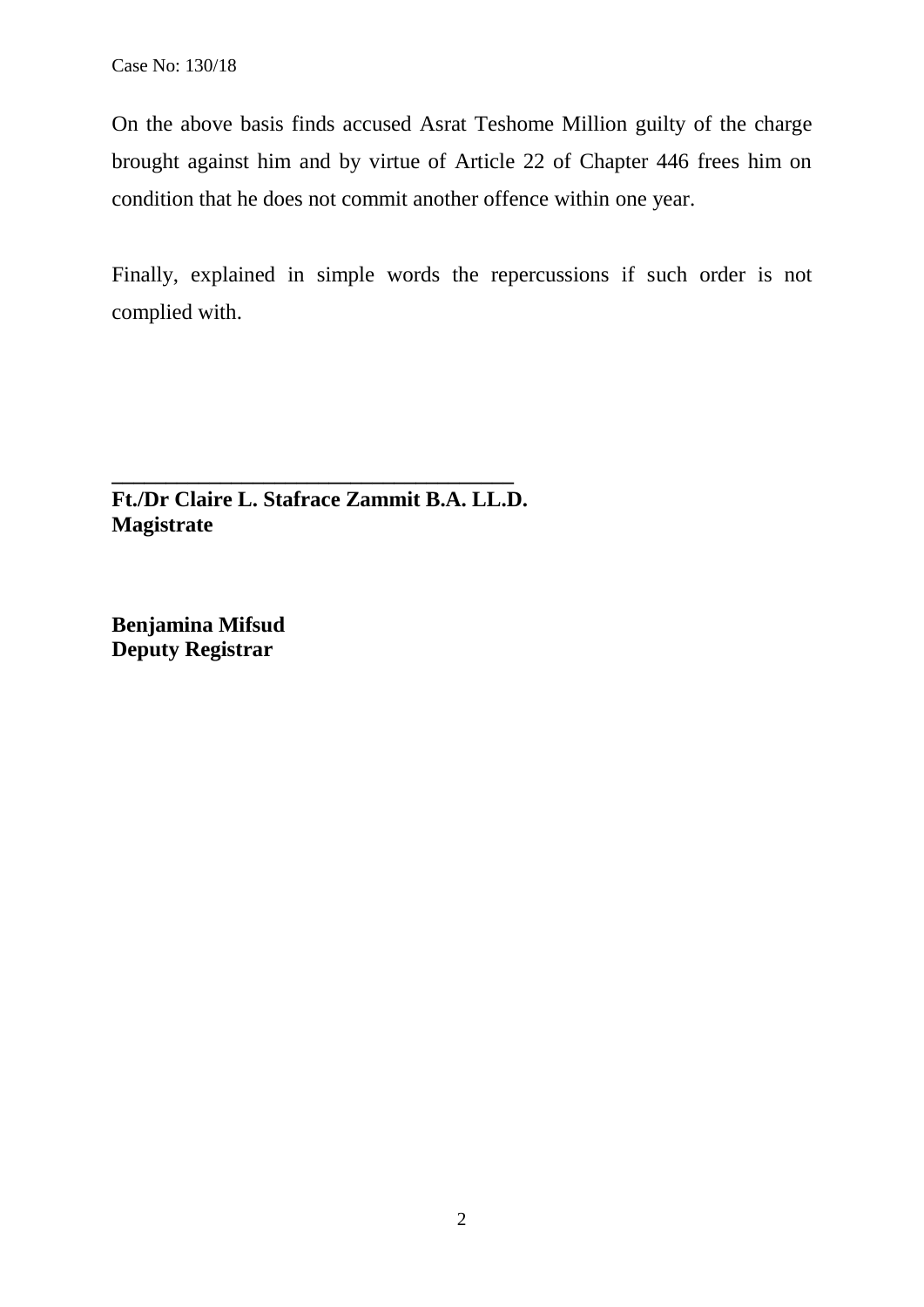On the above basis finds accused Asrat Teshome Million guilty of the charge brought against him and by virtue of Article 22 of Chapter 446 frees him on condition that he does not commit another offence within one year.

Finally, explained in simple words the repercussions if such order is not complied with.

\_\_\_\_\_\_\_\_\_\_\_\_\_\_\_\_\_\_\_\_\_\_\_\_\_\_\_\_\_\_\_\_\_\_\_\_\_\_

**Ft./Dr Claire L. Stafrace Zammit B.A. LL.D.**
**Magistrate**

**Benjamina Mifsud**
**Deputy Registrar**